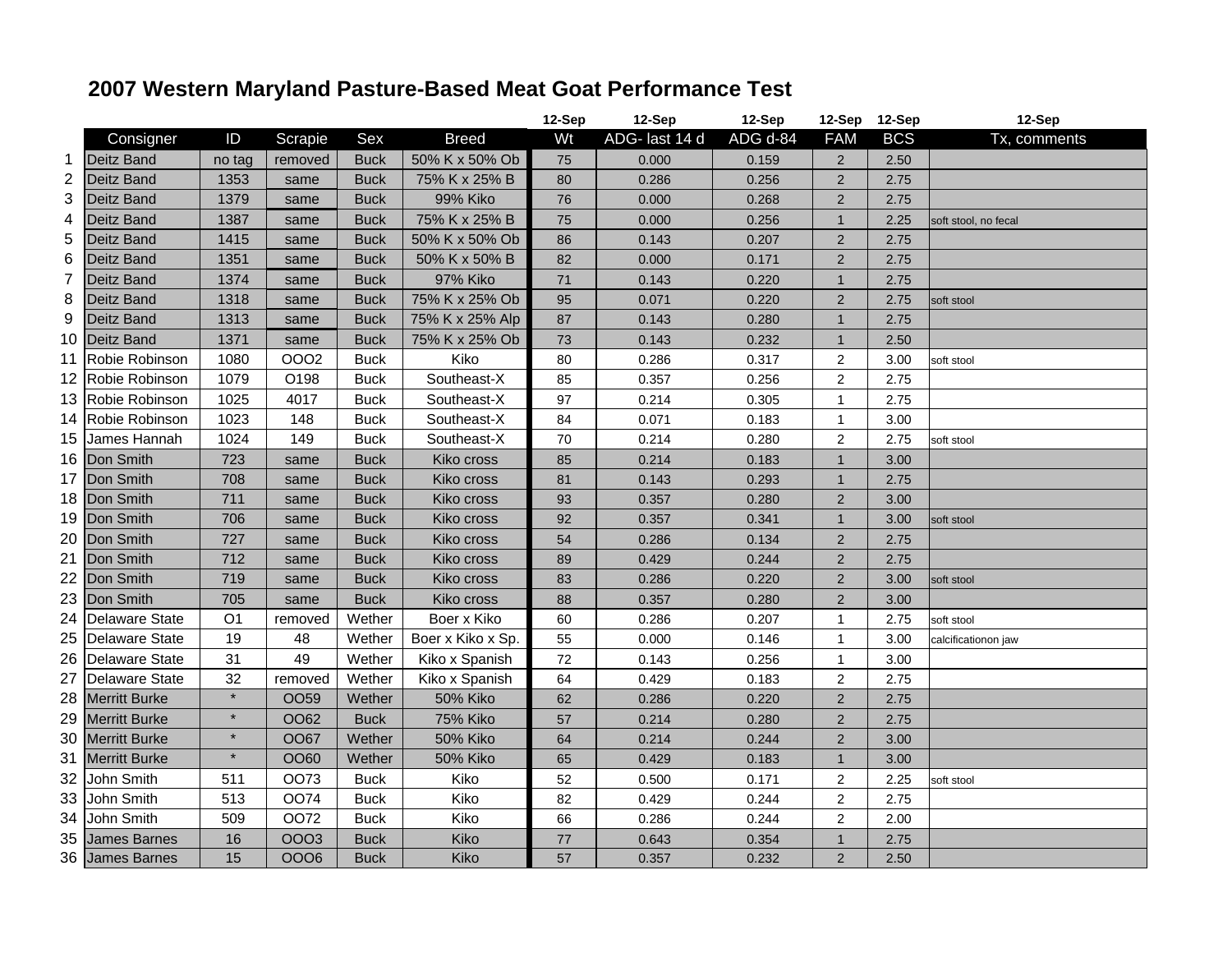# 2007 Western Maryland Pasture-Based Meat Goat Performance Test

| | Consigner | ID | Scrapie | Sex | Breed | 12-Sep<br>Wt | 12-Sep<br>ADG- last 14 d | 12-Sep<br>ADG d-84 | 12-Sep<br>FAM | 12-Sep<br>BCS | 12-Sep<br>Tx, comments |
|---|---|---|---|---|---|---|---|---|---|---|---|
| 1 | Deitz Band | no tag | removed | Buck | 50% K x 50% Ob | 75 | 0.000 | 0.159 | 2 | 2.50 | |
| 2 | Deitz Band | 1353 | same | Buck | 75% K x 25% B | 80 | 0.286 | 0.256 | 2 | 2.75 | |
| 3 | Deitz Band | 1379 | same | Buck | 99% Kiko | 76 | 0.000 | 0.268 | 2 | 2.75 | |
| 4 | Deitz Band | 1387 | same | Buck | 75% K x 25% B | 75 | 0.000 | 0.256 | 1 | 2.25 | soft stool, no fecal |
| 5 | Deitz Band | 1415 | same | Buck | 50% K x 50% Ob | 86 | 0.143 | 0.207 | 2 | 2.75 | |
| 6 | Deitz Band | 1351 | same | Buck | 50% K x 50% B | 82 | 0.000 | 0.171 | 2 | 2.75 | |
| 7 | Deitz Band | 1374 | same | Buck | 97% Kiko | 71 | 0.143 | 0.220 | 1 | 2.75 | |
| 8 | Deitz Band | 1318 | same | Buck | 75% K x 25% Ob | 95 | 0.071 | 0.220 | 2 | 2.75 | soft stool |
| 9 | Deitz Band | 1313 | same | Buck | 75% K x 25% Alp | 87 | 0.143 | 0.280 | 1 | 2.75 | |
| 10 | Deitz Band | 1371 | same | Buck | 75% K x 25% Ob | 73 | 0.143 | 0.232 | 1 | 2.50 | |
| 11 | Robie Robinson | 1080 | OOO2 | Buck | Kiko | 80 | 0.286 | 0.317 | 2 | 3.00 | soft stool |
| 12 | Robie Robinson | 1079 | O198 | Buck | Southeast-X | 85 | 0.357 | 0.256 | 2 | 2.75 | |
| 13 | Robie Robinson | 1025 | 4017 | Buck | Southeast-X | 97 | 0.214 | 0.305 | 1 | 2.75 | |
| 14 | Robie Robinson | 1023 | 148 | Buck | Southeast-X | 84 | 0.071 | 0.183 | 1 | 3.00 | |
| 15 | James Hannah | 1024 | 149 | Buck | Southeast-X | 70 | 0.214 | 0.280 | 2 | 2.75 | soft stool |
| 16 | Don Smith | 723 | same | Buck | Kiko cross | 85 | 0.214 | 0.183 | 1 | 3.00 | |
| 17 | Don Smith | 708 | same | Buck | Kiko cross | 81 | 0.143 | 0.293 | 1 | 2.75 | |
| 18 | Don Smith | 711 | same | Buck | Kiko cross | 93 | 0.357 | 0.280 | 2 | 3.00 | |
| 19 | Don Smith | 706 | same | Buck | Kiko cross | 92 | 0.357 | 0.341 | 1 | 3.00 | soft stool |
| 20 | Don Smith | 727 | same | Buck | Kiko cross | 54 | 0.286 | 0.134 | 2 | 2.75 | |
| 21 | Don Smith | 712 | same | Buck | Kiko cross | 89 | 0.429 | 0.244 | 2 | 2.75 | |
| 22 | Don Smith | 719 | same | Buck | Kiko cross | 83 | 0.286 | 0.220 | 2 | 3.00 | soft stool |
| 23 | Don Smith | 705 | same | Buck | Kiko cross | 88 | 0.357 | 0.280 | 2 | 3.00 | |
| 24 | Delaware State | O1 | removed | Wether | Boer x Kiko | 60 | 0.286 | 0.207 | 1 | 2.75 | soft stool |
| 25 | Delaware State | 19 | 48 | Wether | Boer x Kiko x Sp. | 55 | 0.000 | 0.146 | 1 | 3.00 | calcificationon jaw |
| 26 | Delaware State | 31 | 49 | Wether | Kiko x Spanish | 72 | 0.143 | 0.256 | 1 | 3.00 | |
| 27 | Delaware State | 32 | removed | Wether | Kiko x Spanish | 64 | 0.429 | 0.183 | 2 | 2.75 | |
| 28 | Merritt Burke | * | OO59 | Wether | 50% Kiko | 62 | 0.286 | 0.220 | 2 | 2.75 | |
| 29 | Merritt Burke | * | OO62 | Buck | 75% Kiko | 57 | 0.214 | 0.280 | 2 | 2.75 | |
| 30 | Merritt Burke | * | OO67 | Wether | 50% Kiko | 64 | 0.214 | 0.244 | 2 | 3.00 | |
| 31 | Merritt Burke | * | OO60 | Wether | 50% Kiko | 65 | 0.429 | 0.183 | 1 | 3.00 | |
| 32 | John Smith | 511 | OO73 | Buck | Kiko | 52 | 0.500 | 0.171 | 2 | 2.25 | soft stool |
| 33 | John Smith | 513 | OO74 | Buck | Kiko | 82 | 0.429 | 0.244 | 2 | 2.75 | |
| 34 | John Smith | 509 | OO72 | Buck | Kiko | 66 | 0.286 | 0.244 | 2 | 2.00 | |
| 35 | James Barnes | 16 | OOO3 | Buck | Kiko | 77 | 0.643 | 0.354 | 1 | 2.75 | |
| 36 | James Barnes | 15 | OOO6 | Buck | Kiko | 57 | 0.357 | 0.232 | 2 | 2.50 | |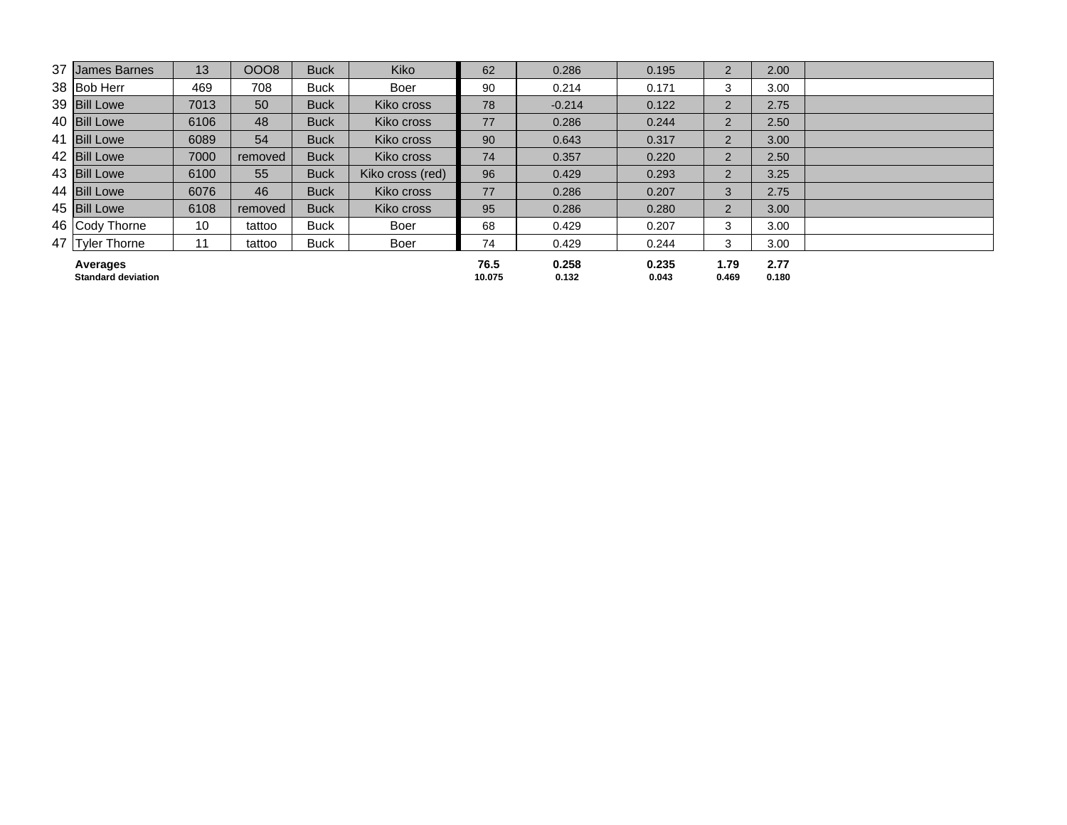| | | | | | | | | | | | | |
|---|---|---|---|---|---|---|---|---|---|---|---|---|
| 37 | James Barnes | 13 | OOO8 | Buck | Kiko | 62 | 0.286 | 0.195 | 2 | 2.00 | |
| 38 | Bob Herr | 469 | 708 | Buck | Boer | 90 | 0.214 | 0.171 | 3 | 3.00 | |
| 39 | Bill Lowe | 7013 | 50 | Buck | Kiko cross | 78 | -0.214 | 0.122 | 2 | 2.75 | |
| 40 | Bill Lowe | 6106 | 48 | Buck | Kiko cross | 77 | 0.286 | 0.244 | 2 | 2.50 | |
| 41 | Bill Lowe | 6089 | 54 | Buck | Kiko cross | 90 | 0.643 | 0.317 | 2 | 3.00 | |
| 42 | Bill Lowe | 7000 | removed | Buck | Kiko cross | 74 | 0.357 | 0.220 | 2 | 2.50 | |
| 43 | Bill Lowe | 6100 | 55 | Buck | Kiko cross (red) | 96 | 0.429 | 0.293 | 2 | 3.25 | |
| 44 | Bill Lowe | 6076 | 46 | Buck | Kiko cross | 77 | 0.286 | 0.207 | 3 | 2.75 | |
| 45 | Bill Lowe | 6108 | removed | Buck | Kiko cross | 95 | 0.286 | 0.280 | 2 | 3.00 | |
| 46 | Cody Thorne | 10 | tattoo | Buck | Boer | 68 | 0.429 | 0.207 | 3 | 3.00 | |
| 47 | Tyler Thorne | 11 | tattoo | Buck | Boer | 74 | 0.429 | 0.244 | 3 | 3.00 | |
| | **Averages** | | | | | **76.5** | **0.258** | **0.235** | **1.79** | **2.77** | |
| | **Standard deviation** | | | | | **10.075** | **0.132** | **0.043** | **0.469** | **0.180** | |